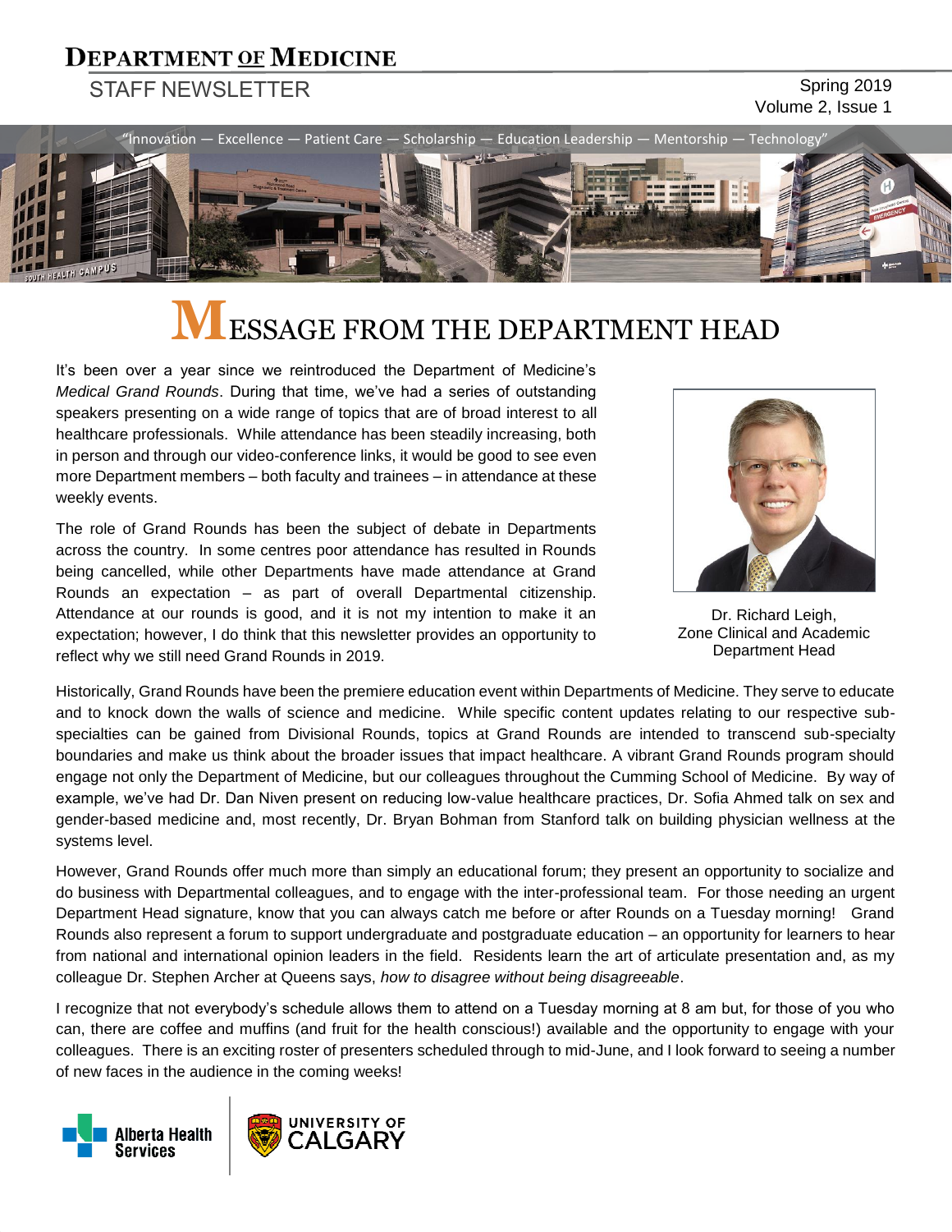# DEPARTMENT OF MEDICINE

STAFF NEWSLETTER

Spring 2019
Volume 2, Issue 1

"Innovation — Excellence — Patient Care — Scholarship — Education Leadership — Mentorship — Technology"

## MESSAGE FROM THE DEPARTMENT HEAD

It's been over a year since we reintroduced the Department of Medicine's *Medical Grand Rounds*. During that time, we've had a series of outstanding speakers presenting on a wide range of topics that are of broad interest to all healthcare professionals. While attendance has been steadily increasing, both in person and through our video-conference links, it would be good to see even more Department members – both faculty and trainees – in attendance at these weekly events.

The role of Grand Rounds has been the subject of debate in Departments across the country. In some centres poor attendance has resulted in Rounds being cancelled, while other Departments have made attendance at Grand Rounds an expectation – as part of overall Departmental citizenship. Attendance at our rounds is good, and it is not my intention to make it an expectation; however, I do think that this newsletter provides an opportunity to reflect why we still need Grand Rounds in 2019.

Dr. Richard Leigh,
Zone Clinical and Academic Department Head

Historically, Grand Rounds have been the premiere education event within Departments of Medicine. They serve to educate and to knock down the walls of science and medicine. While specific content updates relating to our respective sub-specialties can be gained from Divisional Rounds, topics at Grand Rounds are intended to transcend sub-specialty boundaries and make us think about the broader issues that impact healthcare. A vibrant Grand Rounds program should engage not only the Department of Medicine, but our colleagues throughout the Cumming School of Medicine. By way of example, we've had Dr. Dan Niven present on reducing low-value healthcare practices, Dr. Sofia Ahmed talk on sex and gender-based medicine and, most recently, Dr. Bryan Bohman from Stanford talk on building physician wellness at the systems level.

However, Grand Rounds offer much more than simply an educational forum; they present an opportunity to socialize and do business with Departmental colleagues, and to engage with the inter-professional team. For those needing an urgent Department Head signature, know that you can always catch me before or after Rounds on a Tuesday morning! Grand Rounds also represent a forum to support undergraduate and postgraduate education – an opportunity for learners to hear from national and international opinion leaders in the field. Residents learn the art of articulate presentation and, as my colleague Dr. Stephen Archer at Queens says, *how to disagree without being disagreeable*.

I recognize that not everybody's schedule allows them to attend on a Tuesday morning at 8 am but, for those of you who can, there are coffee and muffins (and fruit for the health conscious!) available and the opportunity to engage with your colleagues. There is an exciting roster of presenters scheduled through to mid-June, and I look forward to seeing a number of new faces in the audience in the coming weeks!

Alberta Health Services | University of Calgary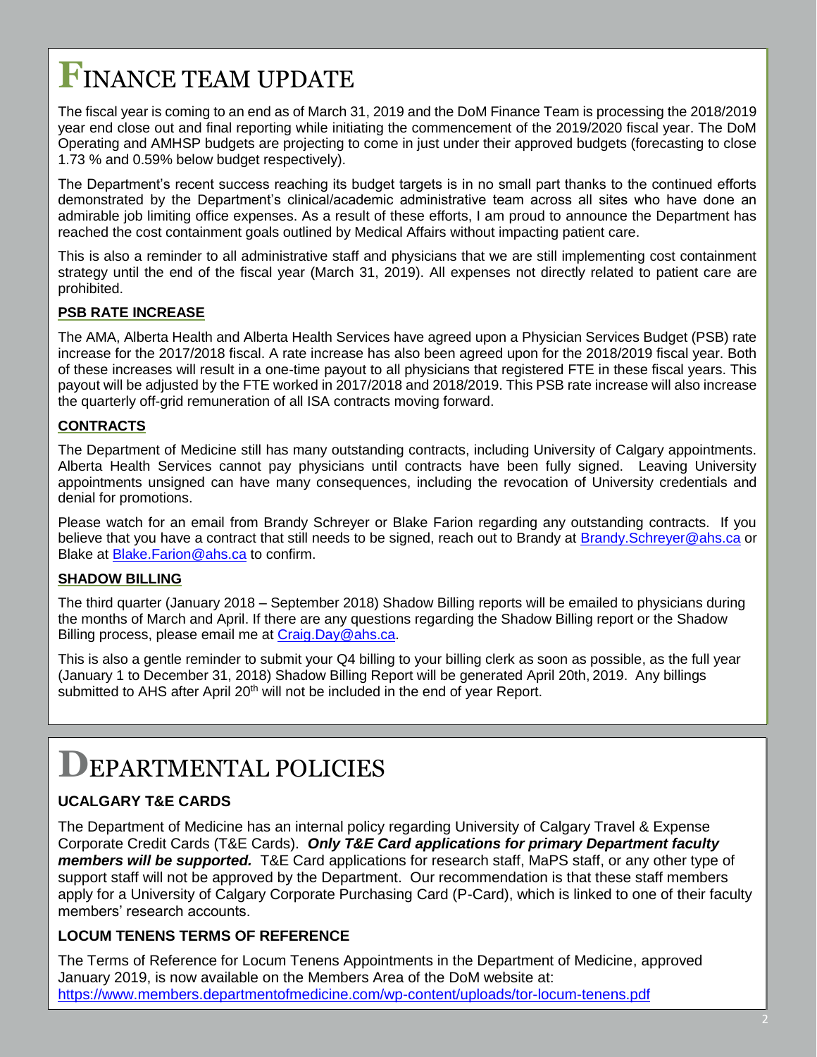# FINANCE TEAM UPDATE

The fiscal year is coming to an end as of March 31, 2019 and the DoM Finance Team is processing the 2018/2019 year end close out and final reporting while initiating the commencement of the 2019/2020 fiscal year. The DoM Operating and AMHSP budgets are projecting to come in just under their approved budgets (forecasting to close 1.73 % and 0.59% below budget respectively).

The Department's recent success reaching its budget targets is in no small part thanks to the continued efforts demonstrated by the Department's clinical/academic administrative team across all sites who have done an admirable job limiting office expenses. As a result of these efforts, I am proud to announce the Department has reached the cost containment goals outlined by Medical Affairs without impacting patient care.

This is also a reminder to all administrative staff and physicians that we are still implementing cost containment strategy until the end of the fiscal year (March 31, 2019). All expenses not directly related to patient care are prohibited.

## PSB RATE INCREASE

The AMA, Alberta Health and Alberta Health Services have agreed upon a Physician Services Budget (PSB) rate increase for the 2017/2018 fiscal. A rate increase has also been agreed upon for the 2018/2019 fiscal year. Both of these increases will result in a one-time payout to all physicians that registered FTE in these fiscal years. This payout will be adjusted by the FTE worked in 2017/2018 and 2018/2019. This PSB rate increase will also increase the quarterly off-grid remuneration of all ISA contracts moving forward.

## CONTRACTS

The Department of Medicine still has many outstanding contracts, including University of Calgary appointments. Alberta Health Services cannot pay physicians until contracts have been fully signed. Leaving University appointments unsigned can have many consequences, including the revocation of University credentials and denial for promotions.

Please watch for an email from Brandy Schreyer or Blake Farion regarding any outstanding contracts. If you believe that you have a contract that still needs to be signed, reach out to Brandy at Brandy.Schreyer@ahs.ca or Blake at Blake.Farion@ahs.ca to confirm.

## SHADOW BILLING

The third quarter (January 2018 – September 2018) Shadow Billing reports will be emailed to physicians during the months of March and April. If there are any questions regarding the Shadow Billing report or the Shadow Billing process, please email me at Craig.Day@ahs.ca.

This is also a gentle reminder to submit your Q4 billing to your billing clerk as soon as possible, as the full year (January 1 to December 31, 2018) Shadow Billing Report will be generated April 20th, 2019. Any billings submitted to AHS after April 20th will not be included in the end of year Report.

# DEPARTMENTAL POLICIES

## UCALGARY T&E CARDS

The Department of Medicine has an internal policy regarding University of Calgary Travel & Expense Corporate Credit Cards (T&E Cards). ***Only T&E Card applications for primary Department faculty members will be supported.*** T&E Card applications for research staff, MaPS staff, or any other type of support staff will not be approved by the Department. Our recommendation is that these staff members apply for a University of Calgary Corporate Purchasing Card (P-Card), which is linked to one of their faculty members' research accounts.

## LOCUM TENENS TERMS OF REFERENCE

The Terms of Reference for Locum Tenens Appointments in the Department of Medicine, approved January 2019, is now available on the Members Area of the DoM website at: https://www.members.departmentofmedicine.com/wp-content/uploads/tor-locum-tenens.pdf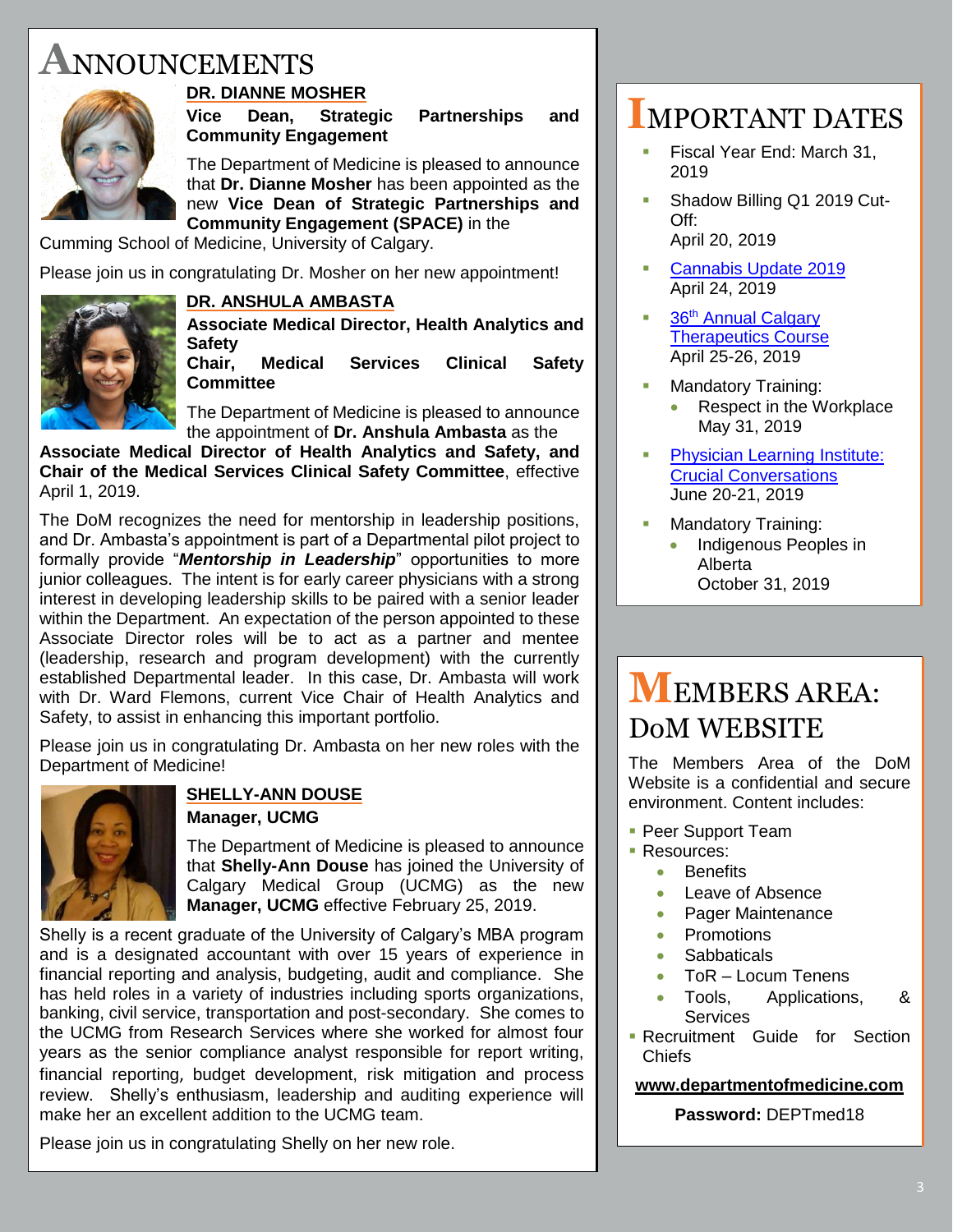# ANNOUNCEMENTS

## DR. DIANNE MOSHER

**Vice Dean, Strategic Partnerships and Community Engagement**

The Department of Medicine is pleased to announce that **Dr. Dianne Mosher** has been appointed as the new **Vice Dean of Strategic Partnerships and Community Engagement (SPACE)** in the Cumming School of Medicine, University of Calgary.

Please join us in congratulating Dr. Mosher on her new appointment!

## DR. ANSHULA AMBASTA

**Associate Medical Director, Health Analytics and Safety**
**Chair, Medical Services Clinical Safety Committee**

The Department of Medicine is pleased to announce the appointment of **Dr. Anshula Ambasta** as the **Associate Medical Director of Health Analytics and Safety, and Chair of the Medical Services Clinical Safety Committee**, effective April 1, 2019.

The DoM recognizes the need for mentorship in leadership positions, and Dr. Ambasta's appointment is part of a Departmental pilot project to formally provide "***Mentorship in Leadership***" opportunities to more junior colleagues. The intent is for early career physicians with a strong interest in developing leadership skills to be paired with a senior leader within the Department. An expectation of the person appointed to these Associate Director roles will be to act as a partner and mentee (leadership, research and program development) with the currently established Departmental leader. In this case, Dr. Ambasta will work with Dr. Ward Flemons, current Vice Chair of Health Analytics and Safety, to assist in enhancing this important portfolio.

Please join us in congratulating Dr. Ambasta on her new roles with the Department of Medicine!

## SHELLY-ANN DOUSE

**Manager, UCMG**

The Department of Medicine is pleased to announce that **Shelly-Ann Douse** has joined the University of Calgary Medical Group (UCMG) as the new **Manager, UCMG** effective February 25, 2019.

Shelly is a recent graduate of the University of Calgary's MBA program and is a designated accountant with over 15 years of experience in financial reporting and analysis, budgeting, audit and compliance. She has held roles in a variety of industries including sports organizations, banking, civil service, transportation and post-secondary. She comes to the UCMG from Research Services where she worked for almost four years as the senior compliance analyst responsible for report writing, financial reporting, budget development, risk mitigation and process review. Shelly's enthusiasm, leadership and auditing experience will make her an excellent addition to the UCMG team.

Please join us in congratulating Shelly on her new role.

# IMPORTANT DATES

- Fiscal Year End: March 31, 2019
- Shadow Billing Q1 2019 Cut-Off:
  April 20, 2019
- Cannabis Update 2019
  April 24, 2019
- 36th Annual Calgary Therapeutics Course
  April 25-26, 2019
- Mandatory Training:
  - Respect in the Workplace
    May 31, 2019
- Physician Learning Institute: Crucial Conversations
  June 20-21, 2019
- Mandatory Training:
  - Indigenous Peoples in Alberta
    October 31, 2019

# MEMBERS AREA: DoM WEBSITE

The Members Area of the DoM Website is a confidential and secure environment. Content includes:

- Peer Support Team
- Resources:
  - Benefits
  - Leave of Absence
  - Pager Maintenance
  - Promotions
  - Sabbaticals
  - ToR – Locum Tenens
  - Tools, Applications, & Services
- Recruitment Guide for Section Chiefs

**www.departmentofmedicine.com**

**Password:** DEPTmed18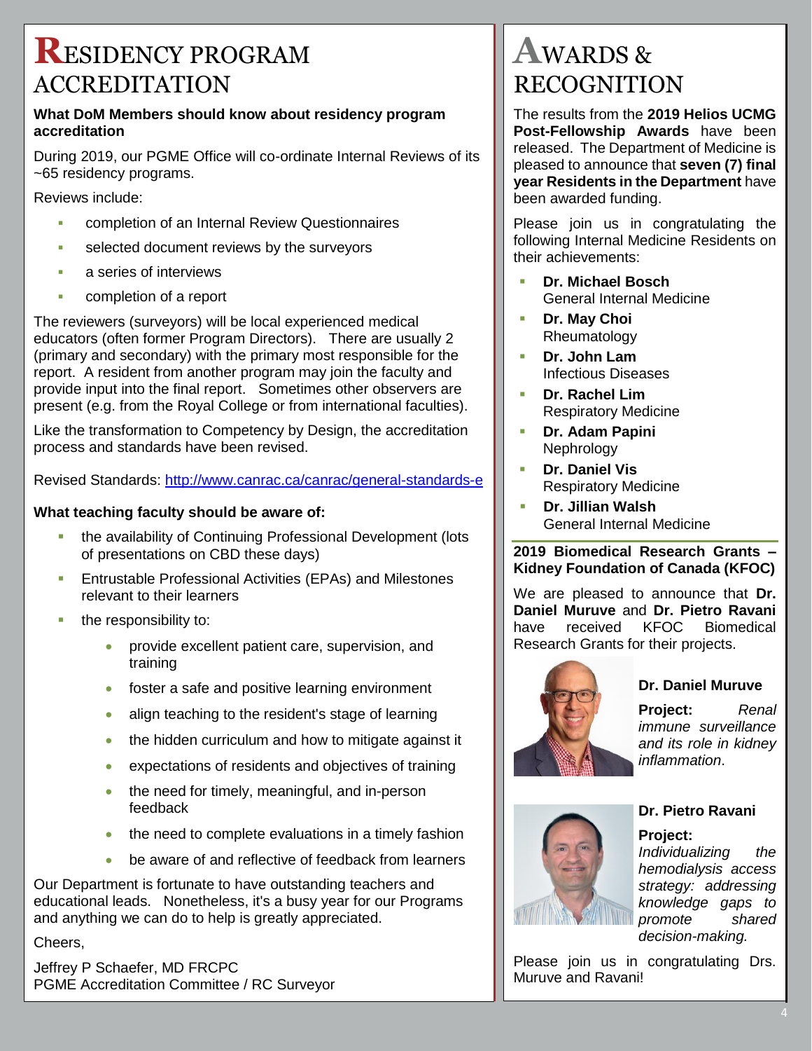# RESIDENCY PROGRAM ACCREDITATION

**What DoM Members should know about residency program accreditation**

During 2019, our PGME Office will co-ordinate Internal Reviews of its ~65 residency programs.

Reviews include:

- completion of an Internal Review Questionnaires
- selected document reviews by the surveyors
- a series of interviews
- completion of a report

The reviewers (surveyors) will be local experienced medical educators (often former Program Directors). There are usually 2 (primary and secondary) with the primary most responsible for the report. A resident from another program may join the faculty and provide input into the final report. Sometimes other observers are present (e.g. from the Royal College or from international faculties).

Like the transformation to Competency by Design, the accreditation process and standards have been revised.

Revised Standards: http://www.canrac.ca/canrac/general-standards-e

**What teaching faculty should be aware of:**

- the availability of Continuing Professional Development (lots of presentations on CBD these days)
- Entrustable Professional Activities (EPAs) and Milestones relevant to their learners
- the responsibility to:
  - provide excellent patient care, supervision, and training
  - foster a safe and positive learning environment
  - align teaching to the resident's stage of learning
  - the hidden curriculum and how to mitigate against it
  - expectations of residents and objectives of training
  - the need for timely, meaningful, and in-person feedback
  - the need to complete evaluations in a timely fashion
  - be aware of and reflective of feedback from learners

Our Department is fortunate to have outstanding teachers and educational leads. Nonetheless, it's a busy year for our Programs and anything we can do to help is greatly appreciated.

Cheers,

Jeffrey P Schaefer, MD FRCPC
PGME Accreditation Committee / RC Surveyor

# AWARDS & RECOGNITION

The results from the **2019 Helios UCMG Post-Fellowship Awards** have been released. The Department of Medicine is pleased to announce that **seven (7) final year Residents in the Department** have been awarded funding.

Please join us in congratulating the following Internal Medicine Residents on their achievements:

- **Dr. Michael Bosch**
  General Internal Medicine
- **Dr. May Choi**
  Rheumatology
- **Dr. John Lam**
  Infectious Diseases
- **Dr. Rachel Lim**
  Respiratory Medicine
- **Dr. Adam Papini**
  Nephrology
- **Dr. Daniel Vis**
  Respiratory Medicine
- **Dr. Jillian Walsh**
  General Internal Medicine

**2019 Biomedical Research Grants – Kidney Foundation of Canada (KFOC)**

We are pleased to announce that **Dr. Daniel Muruve** and **Dr. Pietro Ravani** have received KFOC Biomedical Research Grants for their projects.

**Dr. Daniel Muruve**

**Project:** *Renal immune surveillance and its role in kidney inflammation*.

**Dr. Pietro Ravani**

**Project:** *Individualizing the hemodialysis access strategy: addressing knowledge gaps to promote shared decision-making.*

Please join us in congratulating Drs. Muruve and Ravani!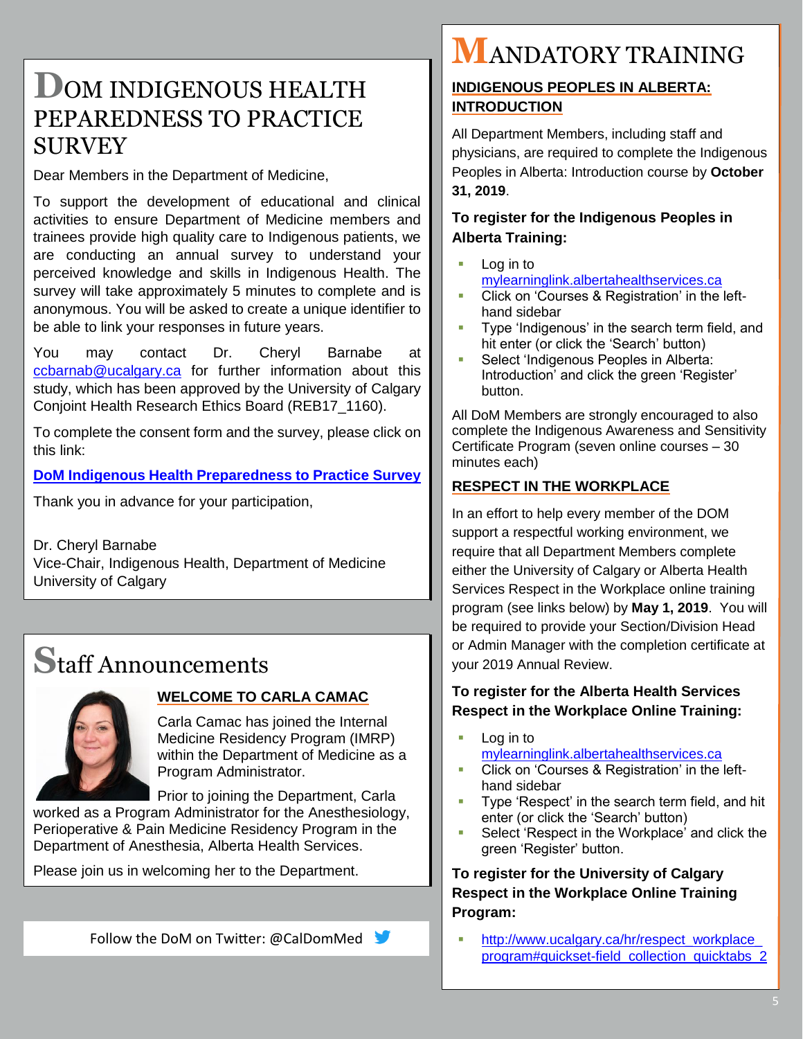# DOM INDIGENOUS HEALTH PEPAREDNESS TO PRACTICE SURVEY

Dear Members in the Department of Medicine,

To support the development of educational and clinical activities to ensure Department of Medicine members and trainees provide high quality care to Indigenous patients, we are conducting an annual survey to understand your perceived knowledge and skills in Indigenous Health. The survey will take approximately 5 minutes to complete and is anonymous. You will be asked to create a unique identifier to be able to link your responses in future years.

You may contact Dr. Cheryl Barnabe at ccbarnab@ucalgary.ca for further information about this study, which has been approved by the University of Calgary Conjoint Health Research Ethics Board (REB17_1160).

To complete the consent form and the survey, please click on this link:

**DoM Indigenous Health Preparedness to Practice Survey**

Thank you in advance for your participation,

Dr. Cheryl Barnabe
Vice-Chair, Indigenous Health, Department of Medicine
University of Calgary

# Staff Announcements

### WELCOME TO CARLA CAMAC

Carla Camac has joined the Internal Medicine Residency Program (IMRP) within the Department of Medicine as a Program Administrator.

Prior to joining the Department, Carla worked as a Program Administrator for the Anesthesiology, Perioperative & Pain Medicine Residency Program in the Department of Anesthesia, Alberta Health Services.

Please join us in welcoming her to the Department.

Follow the DoM on Twitter: @CalDomMed

# MANDATORY TRAINING

### INDIGENOUS PEOPLES IN ALBERTA: INTRODUCTION

All Department Members, including staff and physicians, are required to complete the Indigenous Peoples in Alberta: Introduction course by **October 31, 2019**.

**To register for the Indigenous Peoples in Alberta Training:**

- Log in to mylearninglink.albertahealthservices.ca
- Click on 'Courses & Registration' in the left-hand sidebar
- Type 'Indigenous' in the search term field, and hit enter (or click the 'Search' button)
- Select 'Indigenous Peoples in Alberta: Introduction' and click the green 'Register' button.

All DoM Members are strongly encouraged to also complete the Indigenous Awareness and Sensitivity Certificate Program (seven online courses – 30 minutes each)

### RESPECT IN THE WORKPLACE

In an effort to help every member of the DOM support a respectful working environment, we require that all Department Members complete either the University of Calgary or Alberta Health Services Respect in the Workplace online training program (see links below) by **May 1, 2019**. You will be required to provide your Section/Division Head or Admin Manager with the completion certificate at your 2019 Annual Review.

**To register for the Alberta Health Services Respect in the Workplace Online Training:**

- Log in to mylearninglink.albertahealthservices.ca
- Click on 'Courses & Registration' in the left-hand sidebar
- Type 'Respect' in the search term field, and hit enter (or click the 'Search' button)
- Select 'Respect in the Workplace' and click the green 'Register' button.

**To register for the University of Calgary Respect in the Workplace Online Training Program:**

- http://www.ucalgary.ca/hr/respect_workplace_program#quickset-field_collection_quicktabs_2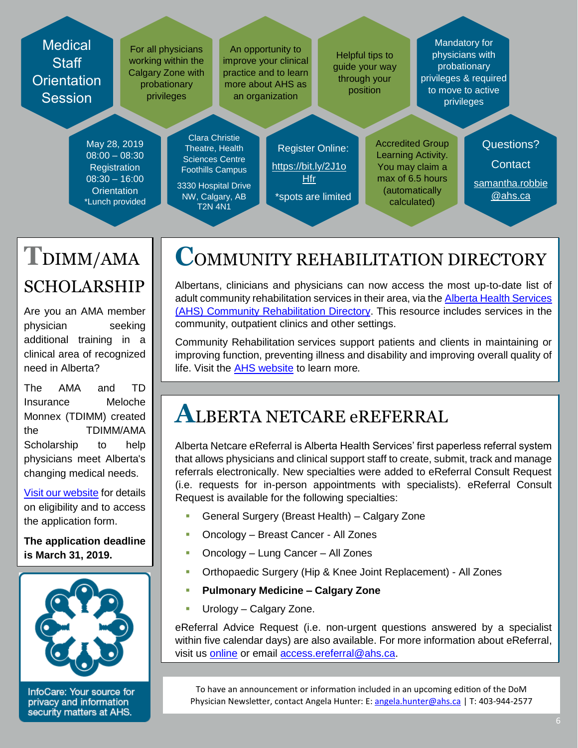## Medical Staff Orientation Session

For all physicians working within the Calgary Zone with probationary privileges

An opportunity to improve your clinical practice and to learn more about AHS as an organization

Helpful tips to guide your way through your position

Mandatory for physicians with probationary privileges & required to move to active privileges

May 28, 2019
08:00 – 08:30 Registration
08:30 – 16:00 Orientation
*Lunch provided

Clara Christie Theatre, Health Sciences Centre Foothills Campus

3330 Hospital Drive NW, Calgary, AB T2N 4N1

Register Online: https://bit.ly/2J1oHfr

*spots are limited

Accredited Group Learning Activity. You may claim a max of 6.5 hours (automatically calculated)

Questions? Contact samantha.robbie@ahs.ca

## TDIMM/AMA SCHOLARSHIP

Are you an AMA member physician seeking additional training in a clinical area of recognized need in Alberta?

The AMA and TD Insurance Meloche Monnex (TDIMM) created the TDIMM/AMA Scholarship to help physicians meet Alberta's changing medical needs.

Visit our website for details on eligibility and to access the application form.

**The application deadline is March 31, 2019.**

InfoCare: Your source for privacy and information security matters at AHS.

## COMMUNITY REHABILITATION DIRECTORY

Albertans, clinicians and physicians can now access the most up-to-date list of adult community rehabilitation services in their area, via the Alberta Health Services (AHS) Community Rehabilitation Directory. This resource includes services in the community, outpatient clinics and other settings.

Community Rehabilitation services support patients and clients in maintaining or improving function, preventing illness and disability and improving overall quality of life. Visit the AHS website to learn more.

## ALBERTA NETCARE eREFERRAL

Alberta Netcare eReferral is Alberta Health Services' first paperless referral system that allows physicians and clinical support staff to create, submit, track and manage referrals electronically. New specialties were added to eReferral Consult Request (i.e. requests for in-person appointments with specialists). eReferral Consult Request is available for the following specialties:

- General Surgery (Breast Health) – Calgary Zone
- Oncology – Breast Cancer - All Zones
- Oncology – Lung Cancer – All Zones
- Orthopaedic Surgery (Hip & Knee Joint Replacement) - All Zones
- **Pulmonary Medicine – Calgary Zone**
- Urology – Calgary Zone.

eReferral Advice Request (i.e. non-urgent questions answered by a specialist within five calendar days) are also available. For more information about eReferral, visit us online or email access.ereferral@ahs.ca.

To have an announcement or information included in an upcoming edition of the DoM Physician Newsletter, contact Angela Hunter: E: angela.hunter@ahs.ca | T: 403-944-2577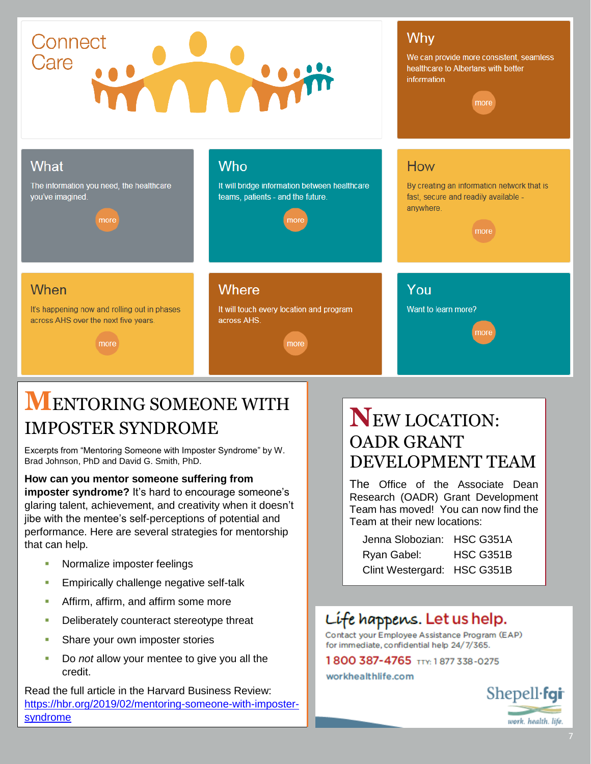# Connect Care

## Why

We can provide more consistent, seamless healthcare to Albertans with better information.

more

## What

The information you need, the healthcare you've imagined.

more

## Who

It will bridge information between healthcare teams, patients - and the future.

more

## How

By creating an information network that is fast, secure and readily available - anywhere.

more

## When

It's happening now and rolling out in phases across AHS over the next five years.

more

## Where

It will touch every location and program across AHS.

more

## You

Want to learn more?

more

# MENTORING SOMEONE WITH IMPOSTER SYNDROME

Excerpts from "Mentoring Someone with Imposter Syndrome" by W. Brad Johnson, PhD and David G. Smith, PhD.

**How can you mentor someone suffering from imposter syndrome?** It's hard to encourage someone's glaring talent, achievement, and creativity when it doesn't jibe with the mentee's self-perceptions of potential and performance. Here are several strategies for mentorship that can help.

- Normalize imposter feelings
- Empirically challenge negative self-talk
- Affirm, affirm, and affirm some more
- Deliberately counteract stereotype threat
- Share your own imposter stories
- Do *not* allow your mentee to give you all the credit.

Read the full article in the Harvard Business Review: https://hbr.org/2019/02/mentoring-someone-with-imposter-syndrome

# NEW LOCATION: OADR GRANT DEVELOPMENT TEAM

The Office of the Associate Dean Research (OADR) Grant Development Team has moved! You can now find the Team at their new locations:

| | |
|---|---|
| Jenna Slobozian: | HSC G351A |
| Ryan Gabel: | HSC G351B |
| Clint Westergard: | HSC G351B |

**Life happens. Let us help.**

Contact your Employee Assistance Program (EAP) for immediate, confidential help 24/7/365.

1 800 387-4765 TTY: 1 877 338-0275

workhealthlife.com

Shepell·fgi

work. health. life.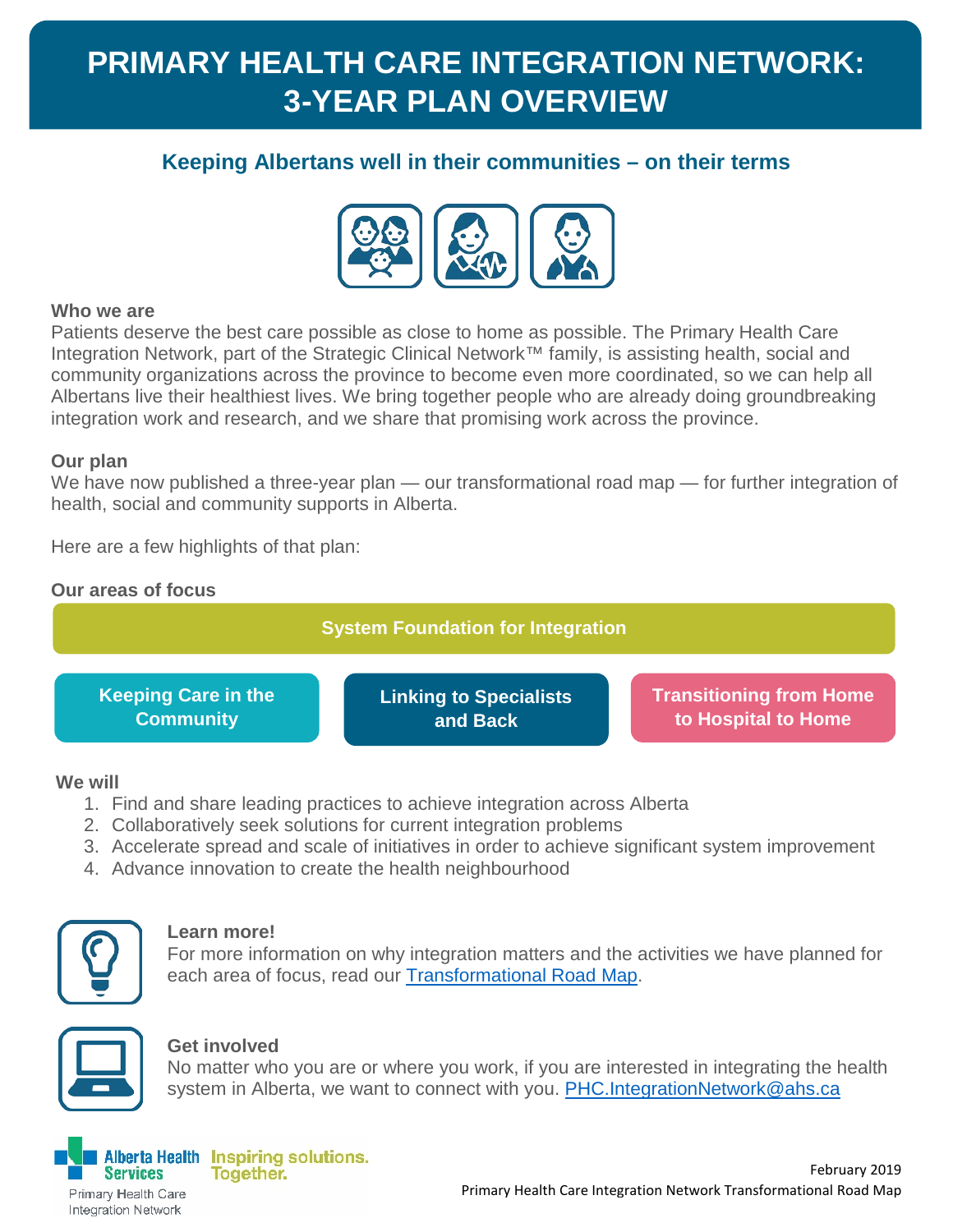# PRIMARY HEALTH CARE INTEGRATION NETWORK: 3-YEAR PLAN OVERVIEW

## Keeping Albertans well in their communities – on their terms

### Who we are

Patients deserve the best care possible as close to home as possible. The Primary Health Care Integration Network, part of the Strategic Clinical Network™ family, is assisting health, social and community organizations across the province to become even more coordinated, so we can help all Albertans live their healthiest lives. We bring together people who are already doing groundbreaking integration work and research, and we share that promising work across the province.

### Our plan

We have now published a three-year plan — our transformational road map — for further integration of health, social and community supports in Alberta.

Here are a few highlights of that plan:

### Our areas of focus

**System Foundation for Integration**

- **Keeping Care in the Community**
- **Linking to Specialists and Back**
- **Transitioning from Home to Hospital to Home**

### We will

1. Find and share leading practices to achieve integration across Alberta
2. Collaboratively seek solutions for current integration problems
3. Accelerate spread and scale of initiatives in order to achieve significant system improvement
4. Advance innovation to create the health neighbourhood

### Learn more!

For more information on why integration matters and the activities we have planned for each area of focus, read our Transformational Road Map.

### Get involved

No matter who you are or where you work, if you are interested in integrating the health system in Alberta, we want to connect with you. PHC.IntegrationNetwork@ahs.ca

Alberta Health Services — Inspiring solutions. Together.
Primary Health Care Integration Network

February 2019
Primary Health Care Integration Network Transformational Road Map